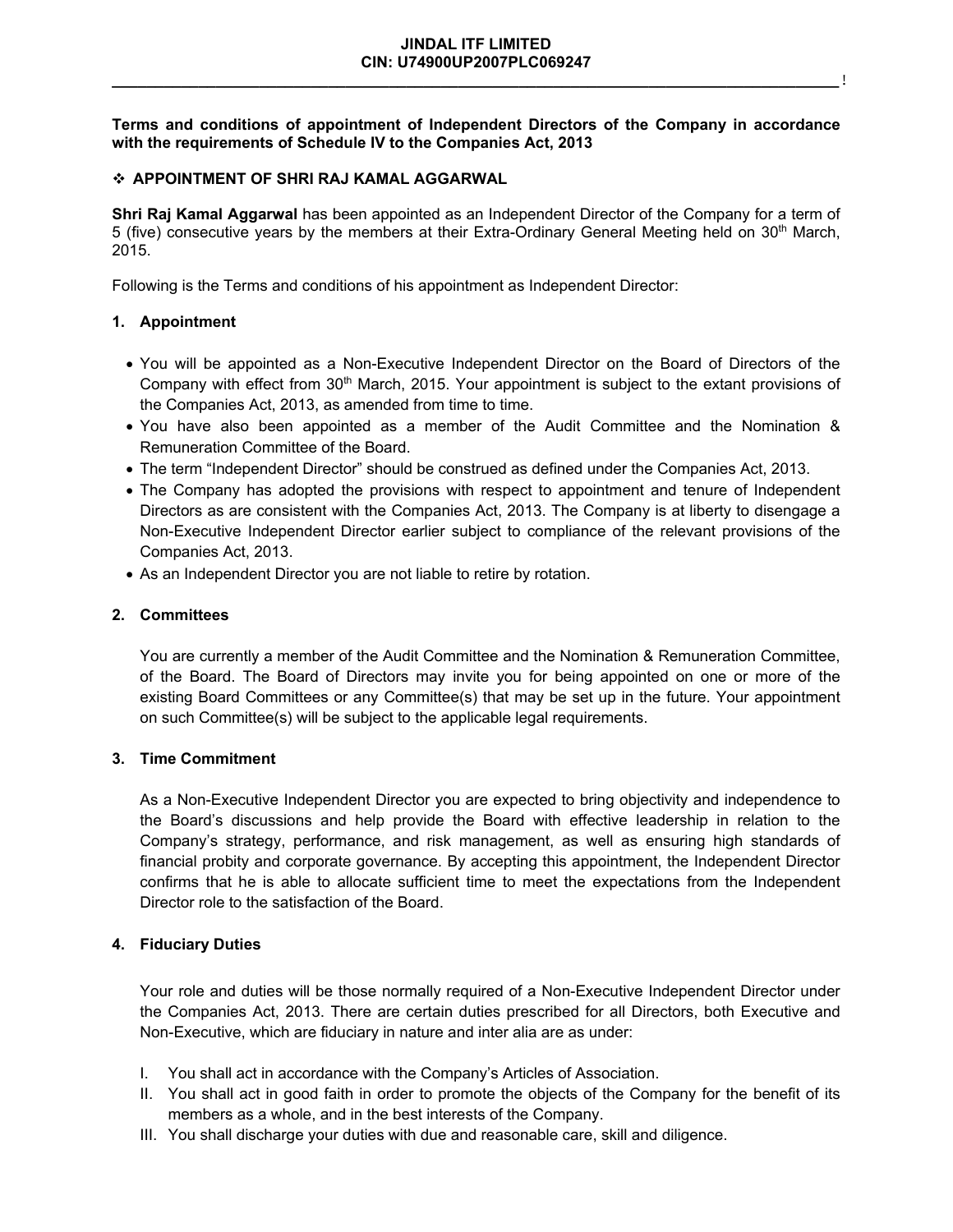**JINDAL ITF LIMITED**
**CIN: U74900UP2007PLC069247**

**Terms and conditions of appointment of Independent Directors of the Company in accordance with the requirements of Schedule IV to the Companies Act, 2013**

## ❖ APPOINTMENT OF SHRI RAJ KAMAL AGGARWAL

**Shri Raj Kamal Aggarwal** has been appointed as an Independent Director of the Company for a term of 5 (five) consecutive years by the members at their Extra-Ordinary General Meeting held on 30th March, 2015.

Following is the Terms and conditions of his appointment as Independent Director:

### 1. Appointment

- You will be appointed as a Non-Executive Independent Director on the Board of Directors of the Company with effect from 30th March, 2015. Your appointment is subject to the extant provisions of the Companies Act, 2013, as amended from time to time.
- You have also been appointed as a member of the Audit Committee and the Nomination & Remuneration Committee of the Board.
- The term "Independent Director" should be construed as defined under the Companies Act, 2013.
- The Company has adopted the provisions with respect to appointment and tenure of Independent Directors as are consistent with the Companies Act, 2013. The Company is at liberty to disengage a Non-Executive Independent Director earlier subject to compliance of the relevant provisions of the Companies Act, 2013.
- As an Independent Director you are not liable to retire by rotation.

### 2. Committees

You are currently a member of the Audit Committee and the Nomination & Remuneration Committee, of the Board. The Board of Directors may invite you for being appointed on one or more of the existing Board Committees or any Committee(s) that may be set up in the future. Your appointment on such Committee(s) will be subject to the applicable legal requirements.

### 3. Time Commitment

As a Non-Executive Independent Director you are expected to bring objectivity and independence to the Board's discussions and help provide the Board with effective leadership in relation to the Company's strategy, performance, and risk management, as well as ensuring high standards of financial probity and corporate governance. By accepting this appointment, the Independent Director confirms that he is able to allocate sufficient time to meet the expectations from the Independent Director role to the satisfaction of the Board.

### 4. Fiduciary Duties

Your role and duties will be those normally required of a Non-Executive Independent Director under the Companies Act, 2013. There are certain duties prescribed for all Directors, both Executive and Non-Executive, which are fiduciary in nature and inter alia are as under:

I. You shall act in accordance with the Company's Articles of Association.
II. You shall act in good faith in order to promote the objects of the Company for the benefit of its members as a whole, and in the best interests of the Company.
III. You shall discharge your duties with due and reasonable care, skill and diligence.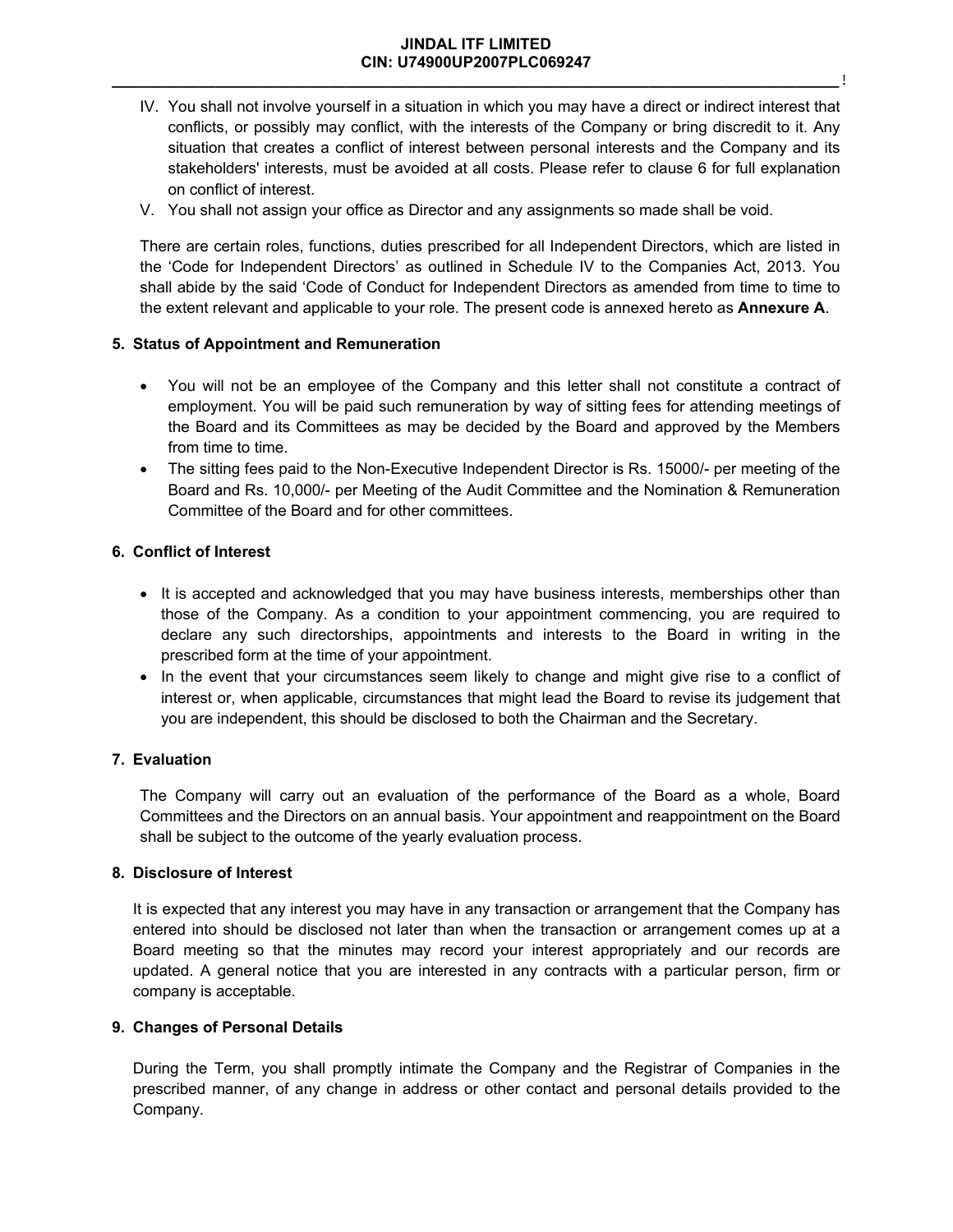IV. You shall not involve yourself in a situation in which you may have a direct or indirect interest that conflicts, or possibly may conflict, with the interests of the Company or bring discredit to it. Any situation that creates a conflict of interest between personal interests and the Company and its stakeholders' interests, must be avoided at all costs. Please refer to clause 6 for full explanation on conflict of interest.

V. You shall not assign your office as Director and any assignments so made shall be void.

There are certain roles, functions, duties prescribed for all Independent Directors, which are listed in the 'Code for Independent Directors' as outlined in Schedule IV to the Companies Act, 2013. You shall abide by the said 'Code of Conduct for Independent Directors as amended from time to time to the extent relevant and applicable to your role. The present code is annexed hereto as **Annexure A**.

## 5. Status of Appointment and Remuneration

- You will not be an employee of the Company and this letter shall not constitute a contract of employment. You will be paid such remuneration by way of sitting fees for attending meetings of the Board and its Committees as may be decided by the Board and approved by the Members from time to time.
- The sitting fees paid to the Non-Executive Independent Director is Rs. 15000/- per meeting of the Board and Rs. 10,000/- per Meeting of the Audit Committee and the Nomination & Remuneration Committee of the Board and for other committees.

## 6. Conflict of Interest

- It is accepted and acknowledged that you may have business interests, memberships other than those of the Company. As a condition to your appointment commencing, you are required to declare any such directorships, appointments and interests to the Board in writing in the prescribed form at the time of your appointment.
- In the event that your circumstances seem likely to change and might give rise to a conflict of interest or, when applicable, circumstances that might lead the Board to revise its judgement that you are independent, this should be disclosed to both the Chairman and the Secretary.

## 7. Evaluation

The Company will carry out an evaluation of the performance of the Board as a whole, Board Committees and the Directors on an annual basis. Your appointment and reappointment on the Board shall be subject to the outcome of the yearly evaluation process.

## 8. Disclosure of Interest

It is expected that any interest you may have in any transaction or arrangement that the Company has entered into should be disclosed not later than when the transaction or arrangement comes up at a Board meeting so that the minutes may record your interest appropriately and our records are updated. A general notice that you are interested in any contracts with a particular person, firm or company is acceptable.

## 9. Changes of Personal Details

During the Term, you shall promptly intimate the Company and the Registrar of Companies in the prescribed manner, of any change in address or other contact and personal details provided to the Company.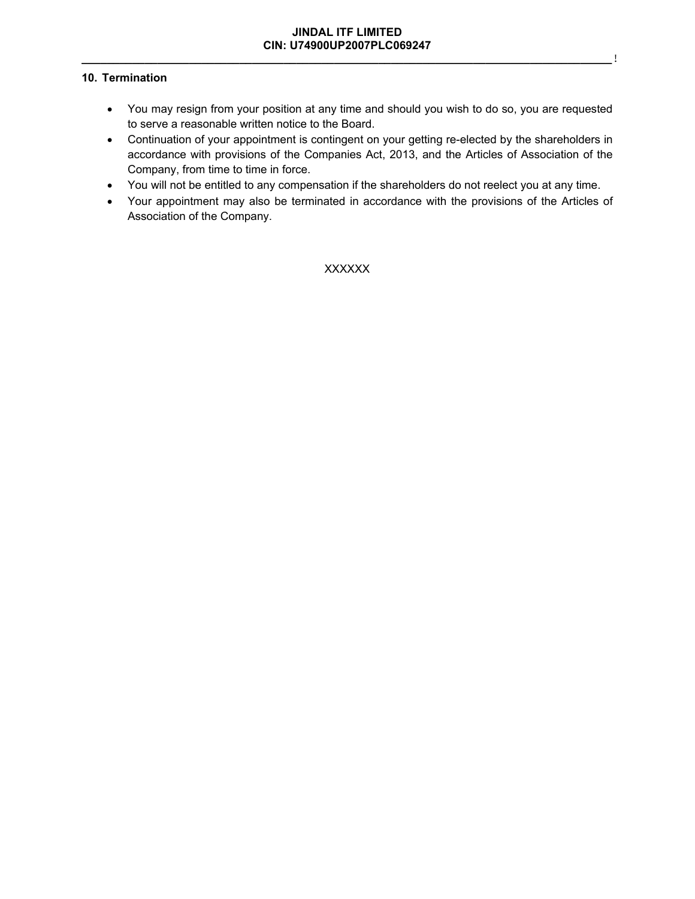## 10. Termination

- You may resign from your position at any time and should you wish to do so, you are requested to serve a reasonable written notice to the Board.
- Continuation of your appointment is contingent on your getting re-elected by the shareholders in accordance with provisions of the Companies Act, 2013, and the Articles of Association of the Company, from time to time in force.
- You will not be entitled to any compensation if the shareholders do not reelect you at any time.
- Your appointment may also be terminated in accordance with the provisions of the Articles of Association of the Company.

XXXXXX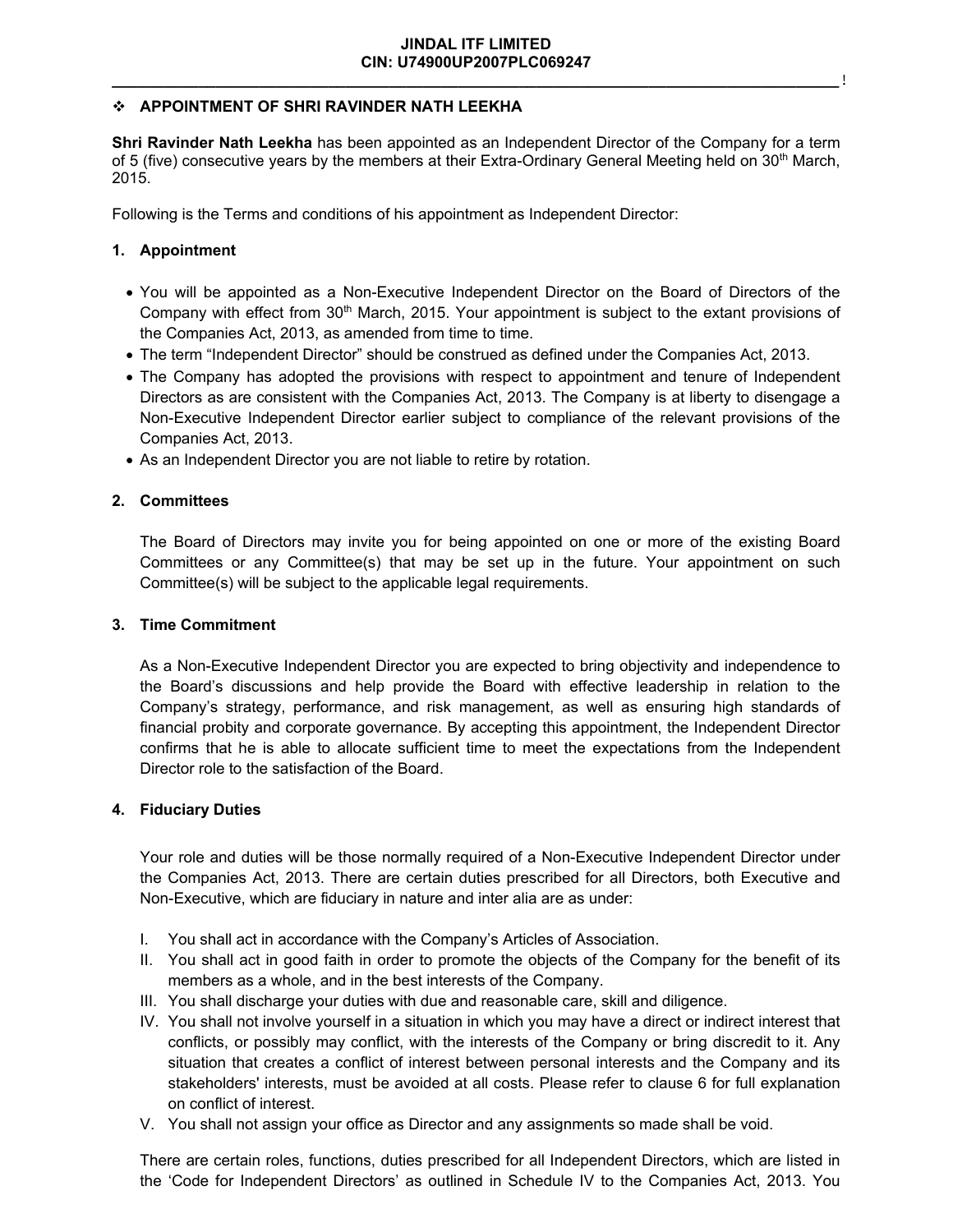## ❖ APPOINTMENT OF SHRI RAVINDER NATH LEEKHA

**Shri Ravinder Nath Leekha** has been appointed as an Independent Director of the Company for a term of 5 (five) consecutive years by the members at their Extra-Ordinary General Meeting held on 30th March, 2015.

Following is the Terms and conditions of his appointment as Independent Director:

### 1. Appointment

- You will be appointed as a Non-Executive Independent Director on the Board of Directors of the Company with effect from 30th March, 2015. Your appointment is subject to the extant provisions of the Companies Act, 2013, as amended from time to time.
- The term "Independent Director" should be construed as defined under the Companies Act, 2013.
- The Company has adopted the provisions with respect to appointment and tenure of Independent Directors as are consistent with the Companies Act, 2013. The Company is at liberty to disengage a Non-Executive Independent Director earlier subject to compliance of the relevant provisions of the Companies Act, 2013.
- As an Independent Director you are not liable to retire by rotation.

### 2. Committees

The Board of Directors may invite you for being appointed on one or more of the existing Board Committees or any Committee(s) that may be set up in the future. Your appointment on such Committee(s) will be subject to the applicable legal requirements.

### 3. Time Commitment

As a Non-Executive Independent Director you are expected to bring objectivity and independence to the Board's discussions and help provide the Board with effective leadership in relation to the Company's strategy, performance, and risk management, as well as ensuring high standards of financial probity and corporate governance. By accepting this appointment, the Independent Director confirms that he is able to allocate sufficient time to meet the expectations from the Independent Director role to the satisfaction of the Board.

### 4. Fiduciary Duties

Your role and duties will be those normally required of a Non-Executive Independent Director under the Companies Act, 2013. There are certain duties prescribed for all Directors, both Executive and Non-Executive, which are fiduciary in nature and inter alia are as under:

I. You shall act in accordance with the Company's Articles of Association.
II. You shall act in good faith in order to promote the objects of the Company for the benefit of its members as a whole, and in the best interests of the Company.
III. You shall discharge your duties with due and reasonable care, skill and diligence.
IV. You shall not involve yourself in a situation in which you may have a direct or indirect interest that conflicts, or possibly may conflict, with the interests of the Company or bring discredit to it. Any situation that creates a conflict of interest between personal interests and the Company and its stakeholders' interests, must be avoided at all costs. Please refer to clause 6 for full explanation on conflict of interest.
V. You shall not assign your office as Director and any assignments so made shall be void.

There are certain roles, functions, duties prescribed for all Independent Directors, which are listed in the 'Code for Independent Directors' as outlined in Schedule IV to the Companies Act, 2013. You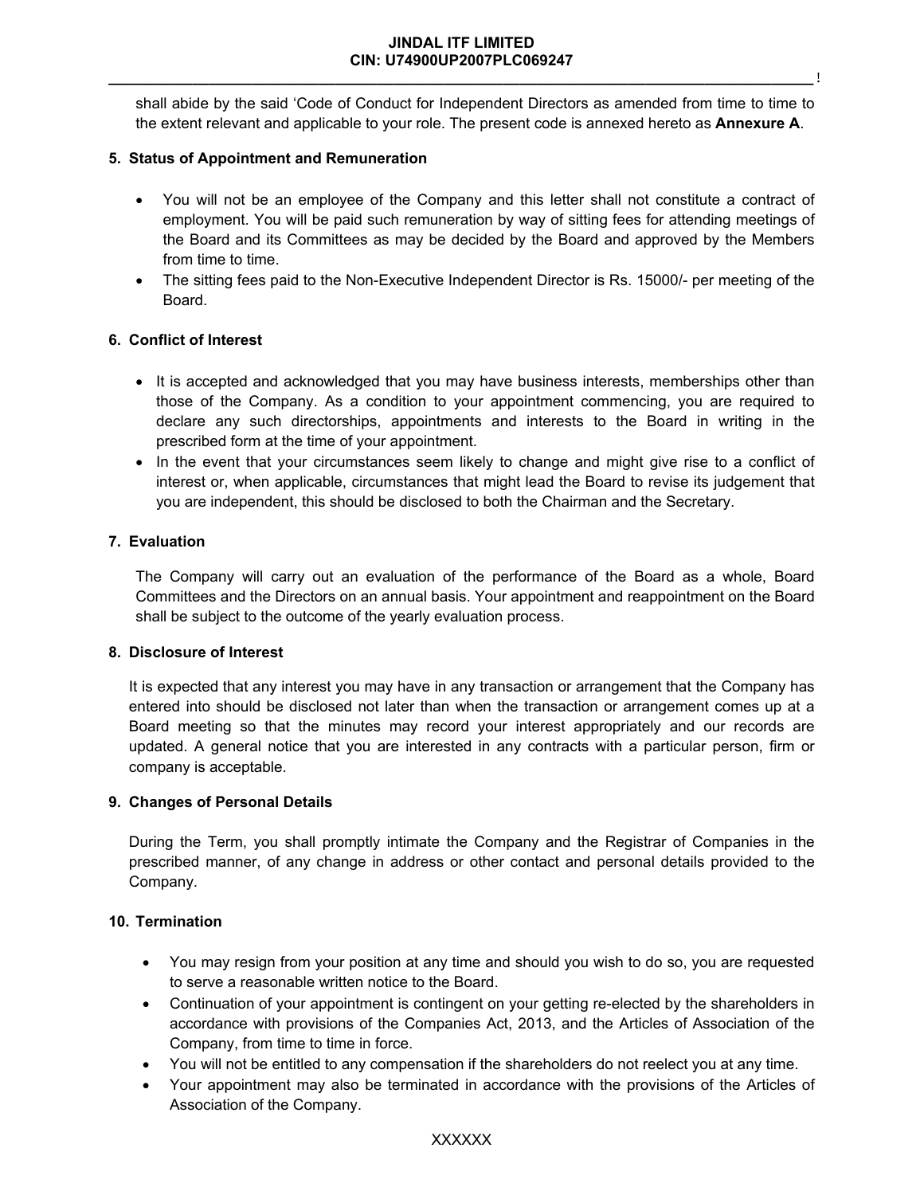shall abide by the said 'Code of Conduct for Independent Directors as amended from time to time to the extent relevant and applicable to your role. The present code is annexed hereto as **Annexure A**.

**5. Status of Appointment and Remuneration**

- You will not be an employee of the Company and this letter shall not constitute a contract of employment. You will be paid such remuneration by way of sitting fees for attending meetings of the Board and its Committees as may be decided by the Board and approved by the Members from time to time.
- The sitting fees paid to the Non-Executive Independent Director is Rs. 15000/- per meeting of the Board.

**6. Conflict of Interest**

- It is accepted and acknowledged that you may have business interests, memberships other than those of the Company. As a condition to your appointment commencing, you are required to declare any such directorships, appointments and interests to the Board in writing in the prescribed form at the time of your appointment.
- In the event that your circumstances seem likely to change and might give rise to a conflict of interest or, when applicable, circumstances that might lead the Board to revise its judgement that you are independent, this should be disclosed to both the Chairman and the Secretary.

**7. Evaluation**

The Company will carry out an evaluation of the performance of the Board as a whole, Board Committees and the Directors on an annual basis. Your appointment and reappointment on the Board shall be subject to the outcome of the yearly evaluation process.

**8. Disclosure of Interest**

It is expected that any interest you may have in any transaction or arrangement that the Company has entered into should be disclosed not later than when the transaction or arrangement comes up at a Board meeting so that the minutes may record your interest appropriately and our records are updated. A general notice that you are interested in any contracts with a particular person, firm or company is acceptable.

**9. Changes of Personal Details**

During the Term, you shall promptly intimate the Company and the Registrar of Companies in the prescribed manner, of any change in address or other contact and personal details provided to the Company.

**10. Termination**

- You may resign from your position at any time and should you wish to do so, you are requested to serve a reasonable written notice to the Board.
- Continuation of your appointment is contingent on your getting re-elected by the shareholders in accordance with provisions of the Companies Act, 2013, and the Articles of Association of the Company, from time to time in force.
- You will not be entitled to any compensation if the shareholders do not reelect you at any time.
- Your appointment may also be terminated in accordance with the provisions of the Articles of Association of the Company.

XXXXXX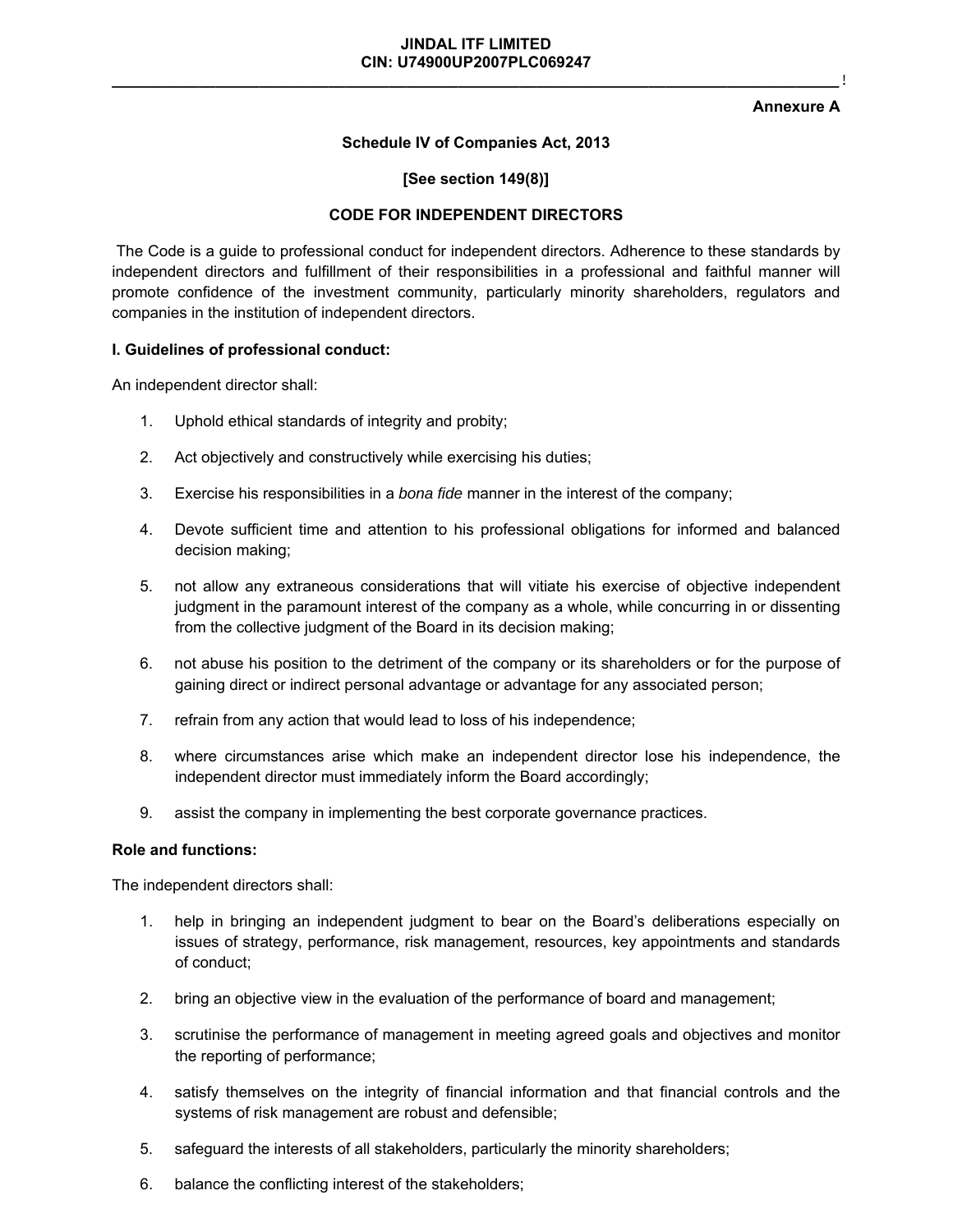**Annexure A**

**Schedule IV of Companies Act, 2013**

**[See section 149(8)]**

**CODE FOR INDEPENDENT DIRECTORS**

The Code is a guide to professional conduct for independent directors. Adherence to these standards by independent directors and fulfillment of their responsibilities in a professional and faithful manner will promote confidence of the investment community, particularly minority shareholders, regulators and companies in the institution of independent directors.

**I. Guidelines of professional conduct:**

An independent director shall:

1. Uphold ethical standards of integrity and probity;
2. Act objectively and constructively while exercising his duties;
3. Exercise his responsibilities in a *bona fide* manner in the interest of the company;
4. Devote sufficient time and attention to his professional obligations for informed and balanced decision making;
5. not allow any extraneous considerations that will vitiate his exercise of objective independent judgment in the paramount interest of the company as a whole, while concurring in or dissenting from the collective judgment of the Board in its decision making;
6. not abuse his position to the detriment of the company or its shareholders or for the purpose of gaining direct or indirect personal advantage or advantage for any associated person;
7. refrain from any action that would lead to loss of his independence;
8. where circumstances arise which make an independent director lose his independence, the independent director must immediately inform the Board accordingly;
9. assist the company in implementing the best corporate governance practices.

**Role and functions:**

The independent directors shall:

1. help in bringing an independent judgment to bear on the Board's deliberations especially on issues of strategy, performance, risk management, resources, key appointments and standards of conduct;
2. bring an objective view in the evaluation of the performance of board and management;
3. scrutinise the performance of management in meeting agreed goals and objectives and monitor the reporting of performance;
4. satisfy themselves on the integrity of financial information and that financial controls and the systems of risk management are robust and defensible;
5. safeguard the interests of all stakeholders, particularly the minority shareholders;
6. balance the conflicting interest of the stakeholders;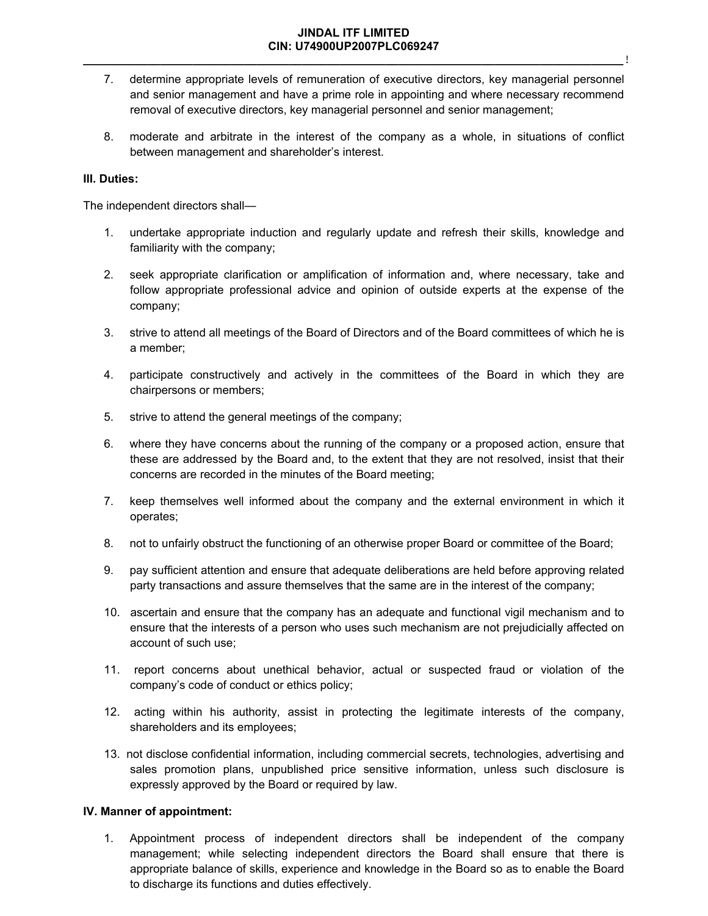7. determine appropriate levels of remuneration of executive directors, key managerial personnel and senior management and have a prime role in appointing and where necessary recommend removal of executive directors, key managerial personnel and senior management;

8. moderate and arbitrate in the interest of the company as a whole, in situations of conflict between management and shareholder's interest.

**III. Duties:**

The independent directors shall—

1. undertake appropriate induction and regularly update and refresh their skills, knowledge and familiarity with the company;

2. seek appropriate clarification or amplification of information and, where necessary, take and follow appropriate professional advice and opinion of outside experts at the expense of the company;

3. strive to attend all meetings of the Board of Directors and of the Board committees of which he is a member;

4. participate constructively and actively in the committees of the Board in which they are chairpersons or members;

5. strive to attend the general meetings of the company;

6. where they have concerns about the running of the company or a proposed action, ensure that these are addressed by the Board and, to the extent that they are not resolved, insist that their concerns are recorded in the minutes of the Board meeting;

7. keep themselves well informed about the company and the external environment in which it operates;

8. not to unfairly obstruct the functioning of an otherwise proper Board or committee of the Board;

9. pay sufficient attention and ensure that adequate deliberations are held before approving related party transactions and assure themselves that the same are in the interest of the company;

10. ascertain and ensure that the company has an adequate and functional vigil mechanism and to ensure that the interests of a person who uses such mechanism are not prejudicially affected on account of such use;

11. report concerns about unethical behavior, actual or suspected fraud or violation of the company's code of conduct or ethics policy;

12. acting within his authority, assist in protecting the legitimate interests of the company, shareholders and its employees;

13. not disclose confidential information, including commercial secrets, technologies, advertising and sales promotion plans, unpublished price sensitive information, unless such disclosure is expressly approved by the Board or required by law.

**IV. Manner of appointment:**

1. Appointment process of independent directors shall be independent of the company management; while selecting independent directors the Board shall ensure that there is appropriate balance of skills, experience and knowledge in the Board so as to enable the Board to discharge its functions and duties effectively.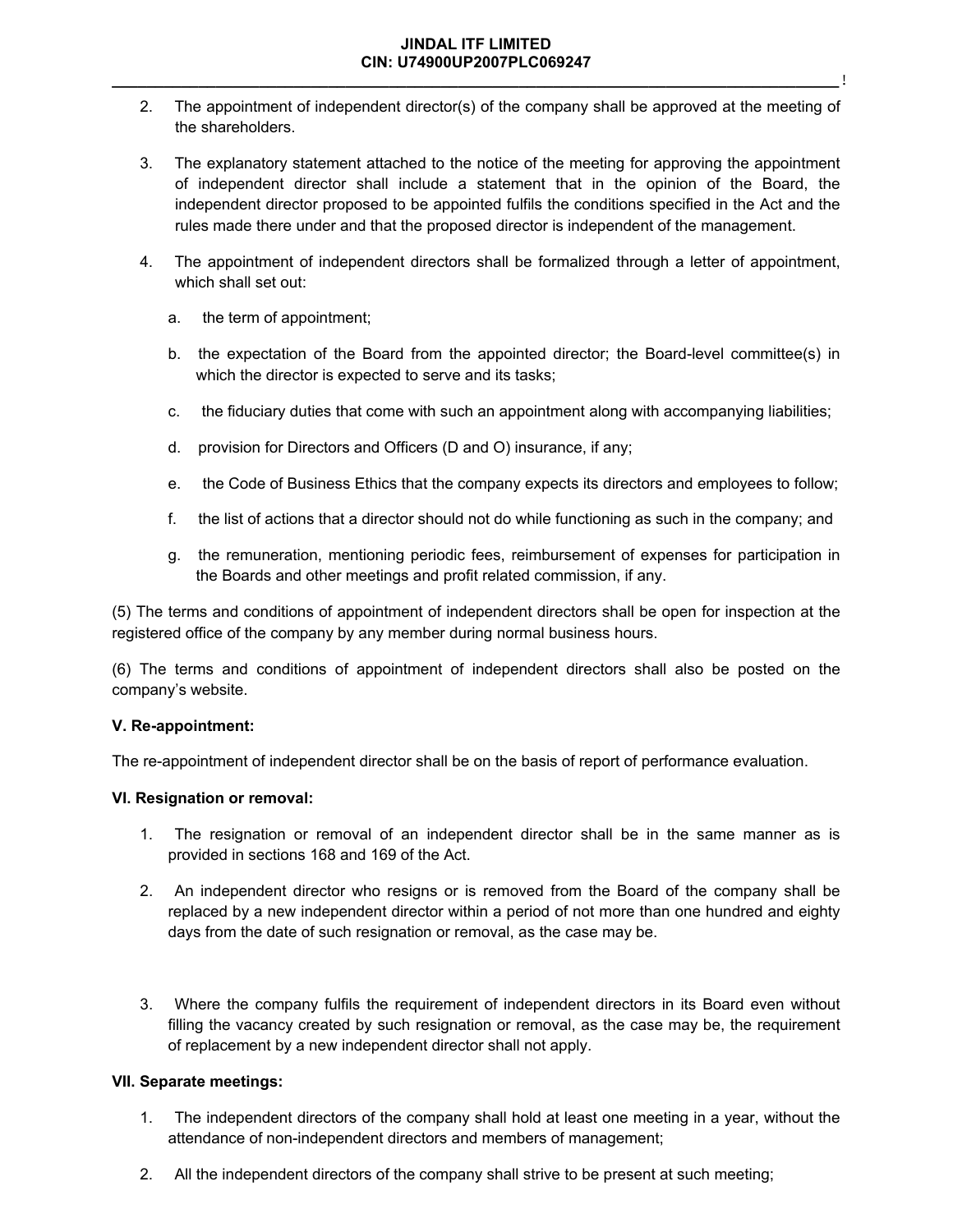2. The appointment of independent director(s) of the company shall be approved at the meeting of the shareholders.

3. The explanatory statement attached to the notice of the meeting for approving the appointment of independent director shall include a statement that in the opinion of the Board, the independent director proposed to be appointed fulfils the conditions specified in the Act and the rules made there under and that the proposed director is independent of the management.

4. The appointment of independent directors shall be formalized through a letter of appointment, which shall set out:

   a. the term of appointment;

   b. the expectation of the Board from the appointed director; the Board-level committee(s) in which the director is expected to serve and its tasks;

   c. the fiduciary duties that come with such an appointment along with accompanying liabilities;

   d. provision for Directors and Officers (D and O) insurance, if any;

   e. the Code of Business Ethics that the company expects its directors and employees to follow;

   f. the list of actions that a director should not do while functioning as such in the company; and

   g. the remuneration, mentioning periodic fees, reimbursement of expenses for participation in the Boards and other meetings and profit related commission, if any.

(5) The terms and conditions of appointment of independent directors shall be open for inspection at the registered office of the company by any member during normal business hours.

(6) The terms and conditions of appointment of independent directors shall also be posted on the company's website.

**V. Re-appointment:**

The re-appointment of independent director shall be on the basis of report of performance evaluation.

**VI. Resignation or removal:**

1. The resignation or removal of an independent director shall be in the same manner as is provided in sections 168 and 169 of the Act.

2. An independent director who resigns or is removed from the Board of the company shall be replaced by a new independent director within a period of not more than one hundred and eighty days from the date of such resignation or removal, as the case may be.

3. Where the company fulfils the requirement of independent directors in its Board even without filling the vacancy created by such resignation or removal, as the case may be, the requirement of replacement by a new independent director shall not apply.

**VII. Separate meetings:**

1. The independent directors of the company shall hold at least one meeting in a year, without the attendance of non-independent directors and members of management;

2. All the independent directors of the company shall strive to be present at such meeting;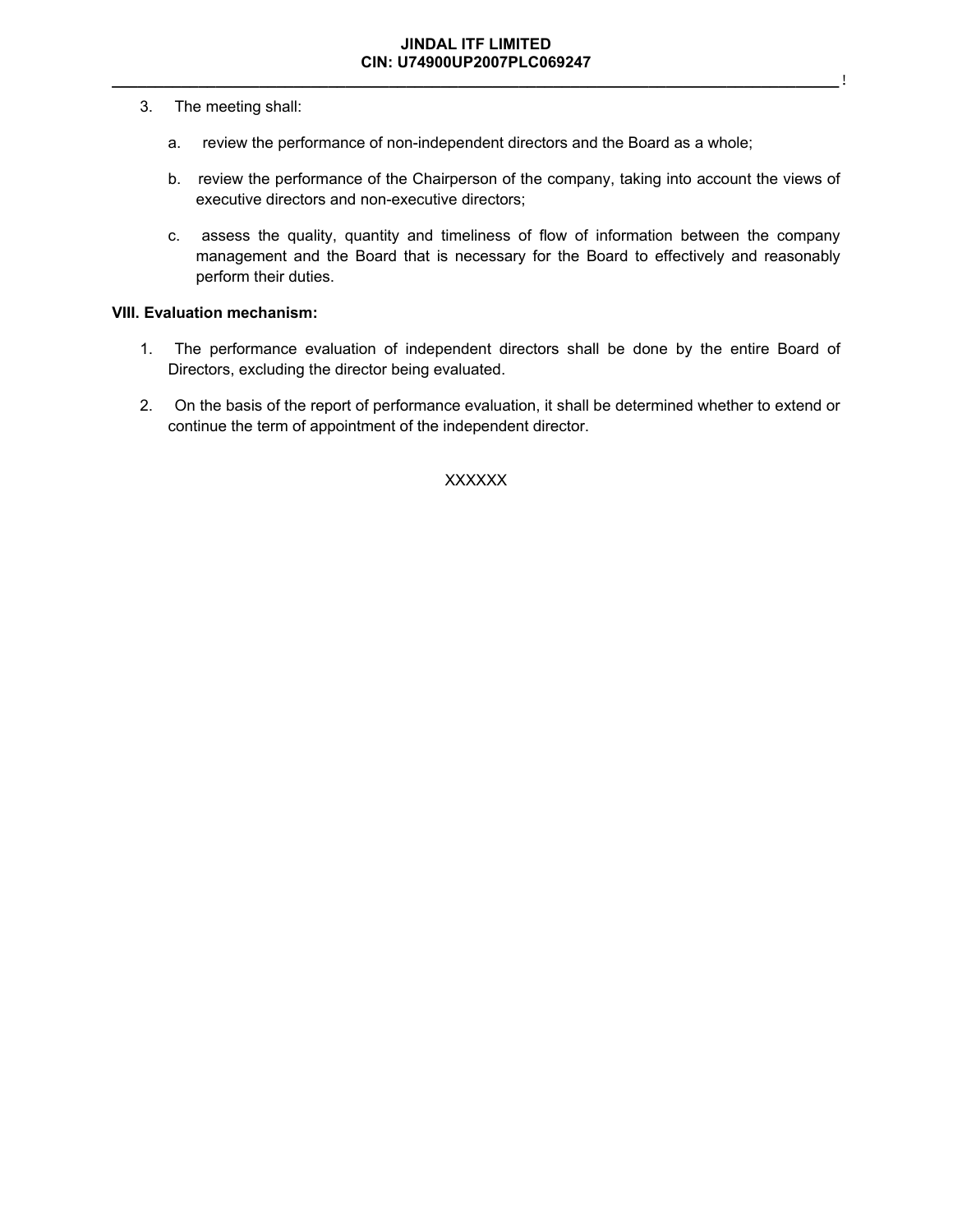3. The meeting shall:

   a. review the performance of non-independent directors and the Board as a whole;

   b. review the performance of the Chairperson of the company, taking into account the views of executive directors and non-executive directors;

   c. assess the quality, quantity and timeliness of flow of information between the company management and the Board that is necessary for the Board to effectively and reasonably perform their duties.

**VIII. Evaluation mechanism:**

1. The performance evaluation of independent directors shall be done by the entire Board of Directors, excluding the director being evaluated.

2. On the basis of the report of performance evaluation, it shall be determined whether to extend or continue the term of appointment of the independent director.

XXXXXX